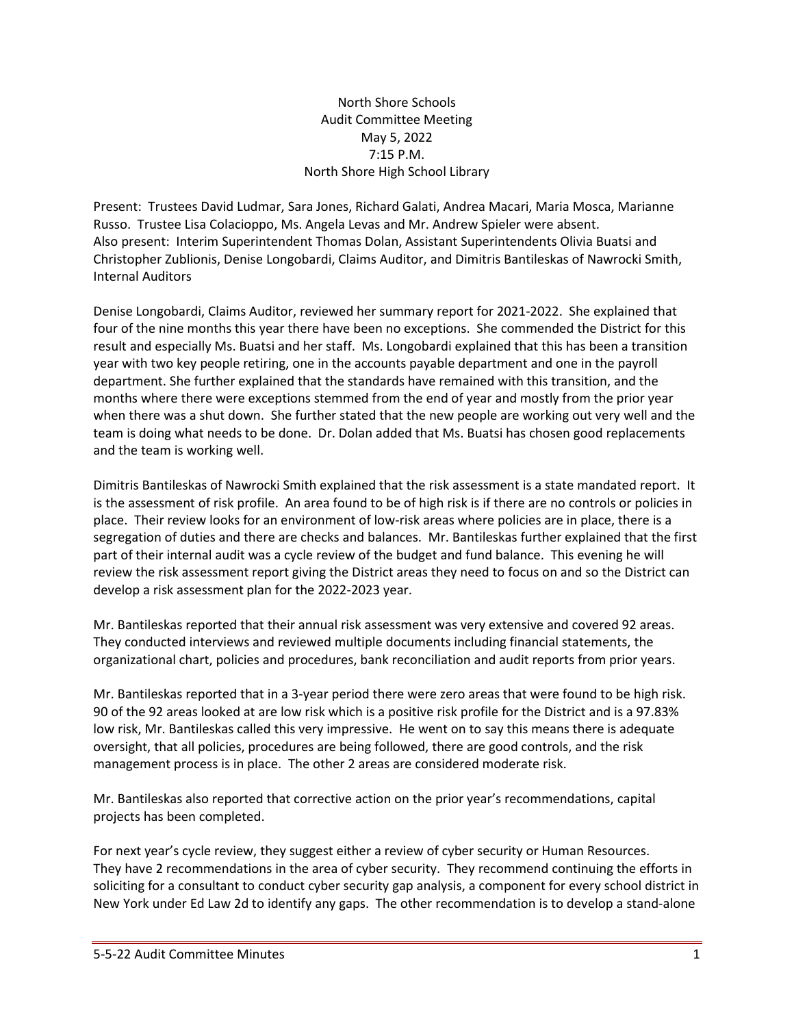North Shore Schools
Audit Committee Meeting
May 5, 2022
7:15 P.M.
North Shore High School Library

Present: Trustees David Ludmar, Sara Jones, Richard Galati, Andrea Macari, Maria Mosca, Marianne Russo. Trustee Lisa Colacioppo, Ms. Angela Levas and Mr. Andrew Spieler were absent.
Also present: Interim Superintendent Thomas Dolan, Assistant Superintendents Olivia Buatsi and Christopher Zublionis, Denise Longobardi, Claims Auditor, and Dimitris Bantileskas of Nawrocki Smith, Internal Auditors

Denise Longobardi, Claims Auditor, reviewed her summary report for 2021-2022. She explained that four of the nine months this year there have been no exceptions. She commended the District for this result and especially Ms. Buatsi and her staff. Ms. Longobardi explained that this has been a transition year with two key people retiring, one in the accounts payable department and one in the payroll department. She further explained that the standards have remained with this transition, and the months where there were exceptions stemmed from the end of year and mostly from the prior year when there was a shut down. She further stated that the new people are working out very well and the team is doing what needs to be done. Dr. Dolan added that Ms. Buatsi has chosen good replacements and the team is working well.

Dimitris Bantileskas of Nawrocki Smith explained that the risk assessment is a state mandated report. It is the assessment of risk profile. An area found to be of high risk is if there are no controls or policies in place. Their review looks for an environment of low-risk areas where policies are in place, there is a segregation of duties and there are checks and balances. Mr. Bantileskas further explained that the first part of their internal audit was a cycle review of the budget and fund balance. This evening he will review the risk assessment report giving the District areas they need to focus on and so the District can develop a risk assessment plan for the 2022-2023 year.

Mr. Bantileskas reported that their annual risk assessment was very extensive and covered 92 areas. They conducted interviews and reviewed multiple documents including financial statements, the organizational chart, policies and procedures, bank reconciliation and audit reports from prior years.

Mr. Bantileskas reported that in a 3-year period there were zero areas that were found to be high risk. 90 of the 92 areas looked at are low risk which is a positive risk profile for the District and is a 97.83% low risk, Mr. Bantileskas called this very impressive. He went on to say this means there is adequate oversight, that all policies, procedures are being followed, there are good controls, and the risk management process is in place. The other 2 areas are considered moderate risk.

Mr. Bantileskas also reported that corrective action on the prior year's recommendations, capital projects has been completed.

For next year's cycle review, they suggest either a review of cyber security or Human Resources. They have 2 recommendations in the area of cyber security. They recommend continuing the efforts in soliciting for a consultant to conduct cyber security gap analysis, a component for every school district in New York under Ed Law 2d to identify any gaps. The other recommendation is to develop a stand-alone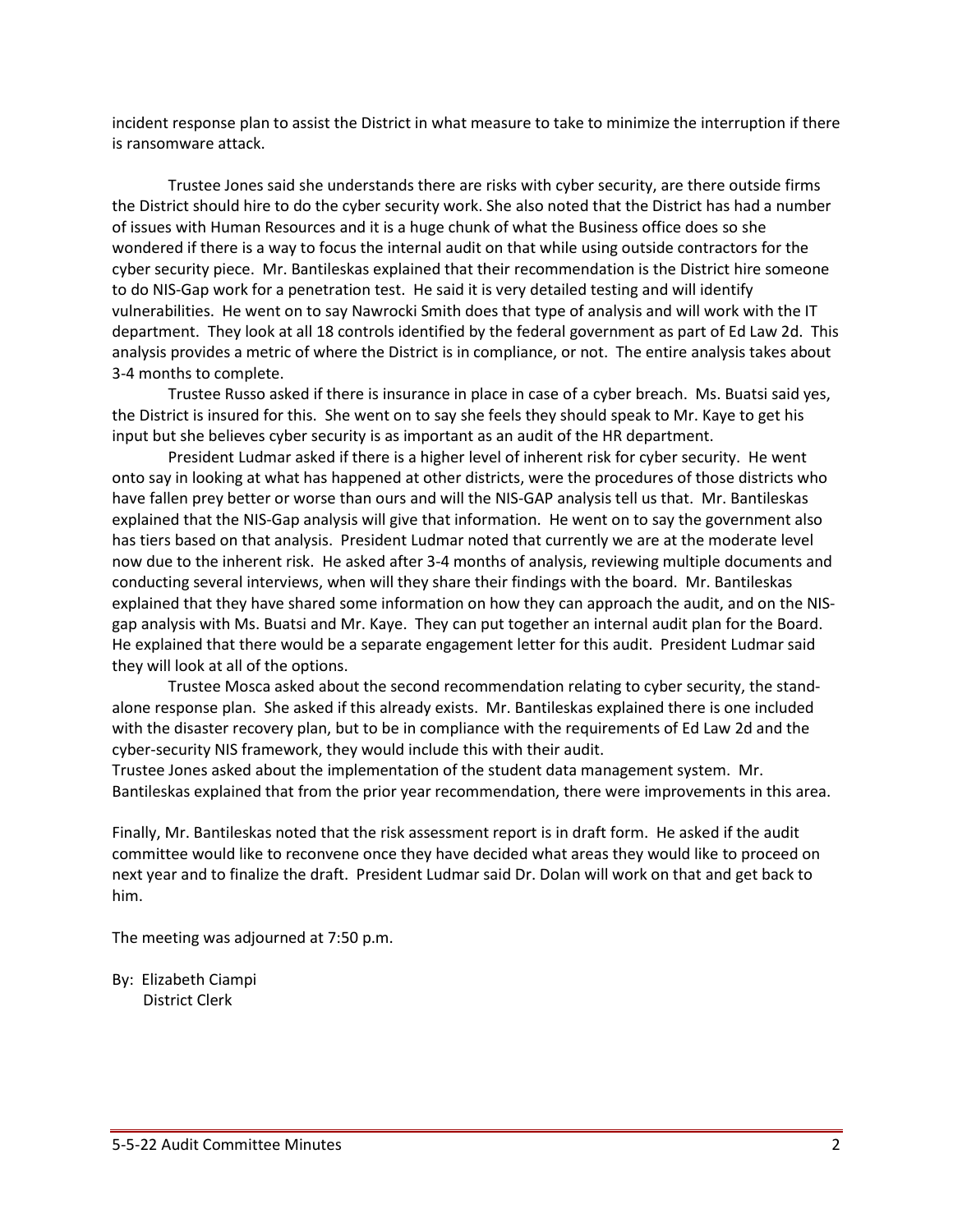incident response plan to assist the District in what measure to take to minimize the interruption if there is ransomware attack.

Trustee Jones said she understands there are risks with cyber security, are there outside firms the District should hire to do the cyber security work. She also noted that the District has had a number of issues with Human Resources and it is a huge chunk of what the Business office does so she wondered if there is a way to focus the internal audit on that while using outside contractors for the cyber security piece. Mr. Bantileskas explained that their recommendation is the District hire someone to do NIS-Gap work for a penetration test. He said it is very detailed testing and will identify vulnerabilities. He went on to say Nawrocki Smith does that type of analysis and will work with the IT department. They look at all 18 controls identified by the federal government as part of Ed Law 2d. This analysis provides a metric of where the District is in compliance, or not. The entire analysis takes about 3-4 months to complete.

Trustee Russo asked if there is insurance in place in case of a cyber breach. Ms. Buatsi said yes, the District is insured for this. She went on to say she feels they should speak to Mr. Kaye to get his input but she believes cyber security is as important as an audit of the HR department.

President Ludmar asked if there is a higher level of inherent risk for cyber security. He went onto say in looking at what has happened at other districts, were the procedures of those districts who have fallen prey better or worse than ours and will the NIS-GAP analysis tell us that. Mr. Bantileskas explained that the NIS-Gap analysis will give that information. He went on to say the government also has tiers based on that analysis. President Ludmar noted that currently we are at the moderate level now due to the inherent risk. He asked after 3-4 months of analysis, reviewing multiple documents and conducting several interviews, when will they share their findings with the board. Mr. Bantileskas explained that they have shared some information on how they can approach the audit, and on the NIS-gap analysis with Ms. Buatsi and Mr. Kaye. They can put together an internal audit plan for the Board. He explained that there would be a separate engagement letter for this audit. President Ludmar said they will look at all of the options.

Trustee Mosca asked about the second recommendation relating to cyber security, the stand-alone response plan. She asked if this already exists. Mr. Bantileskas explained there is one included with the disaster recovery plan, but to be in compliance with the requirements of Ed Law 2d and the cyber-security NIS framework, they would include this with their audit.

Trustee Jones asked about the implementation of the student data management system. Mr. Bantileskas explained that from the prior year recommendation, there were improvements in this area.

Finally, Mr. Bantileskas noted that the risk assessment report is in draft form. He asked if the audit committee would like to reconvene once they have decided what areas they would like to proceed on next year and to finalize the draft. President Ludmar said Dr. Dolan will work on that and get back to him.

The meeting was adjourned at 7:50 p.m.

By: Elizabeth Ciampi
District Clerk